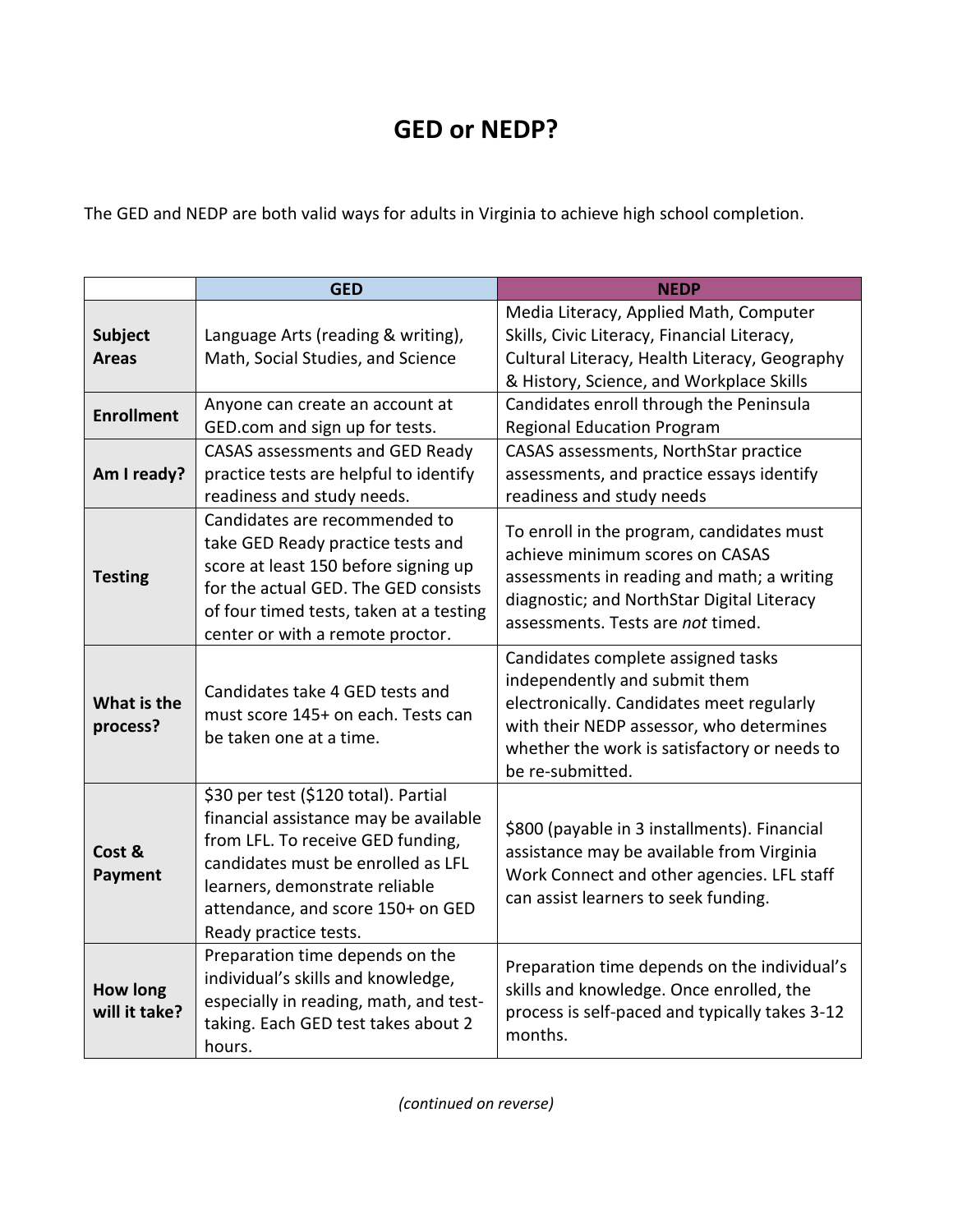# GED or NEDP?

The GED and NEDP are both valid ways for adults in Virginia to achieve high school completion.

| | GED | NEDP |
|---|---|---|
| **Subject Areas** | Language Arts (reading & writing), Math, Social Studies, and Science | Media Literacy, Applied Math, Computer Skills, Civic Literacy, Financial Literacy, Cultural Literacy, Health Literacy, Geography & History, Science, and Workplace Skills |
| **Enrollment** | Anyone can create an account at GED.com and sign up for tests. | Candidates enroll through the Peninsula Regional Education Program |
| **Am I ready?** | CASAS assessments and GED Ready practice tests are helpful to identify readiness and study needs. | CASAS assessments, NorthStar practice assessments, and practice essays identify readiness and study needs |
| **Testing** | Candidates are recommended to take GED Ready practice tests and score at least 150 before signing up for the actual GED. The GED consists of four timed tests, taken at a testing center or with a remote proctor. | To enroll in the program, candidates must achieve minimum scores on CASAS assessments in reading and math; a writing diagnostic; and NorthStar Digital Literacy assessments. Tests are *not* timed. |
| **What is the process?** | Candidates take 4 GED tests and must score 145+ on each. Tests can be taken one at a time. | Candidates complete assigned tasks independently and submit them electronically. Candidates meet regularly with their NEDP assessor, who determines whether the work is satisfactory or needs to be re-submitted. |
| **Cost & Payment** | $30 per test ($120 total). Partial financial assistance may be available from LFL. To receive GED funding, candidates must be enrolled as LFL learners, demonstrate reliable attendance, and score 150+ on GED Ready practice tests. | $800 (payable in 3 installments). Financial assistance may be available from Virginia Work Connect and other agencies. LFL staff can assist learners to seek funding. |
| **How long will it take?** | Preparation time depends on the individual's skills and knowledge, especially in reading, math, and test-taking. Each GED test takes about 2 hours. | Preparation time depends on the individual's skills and knowledge. Once enrolled, the process is self-paced and typically takes 3-12 months. |

*(continued on reverse)*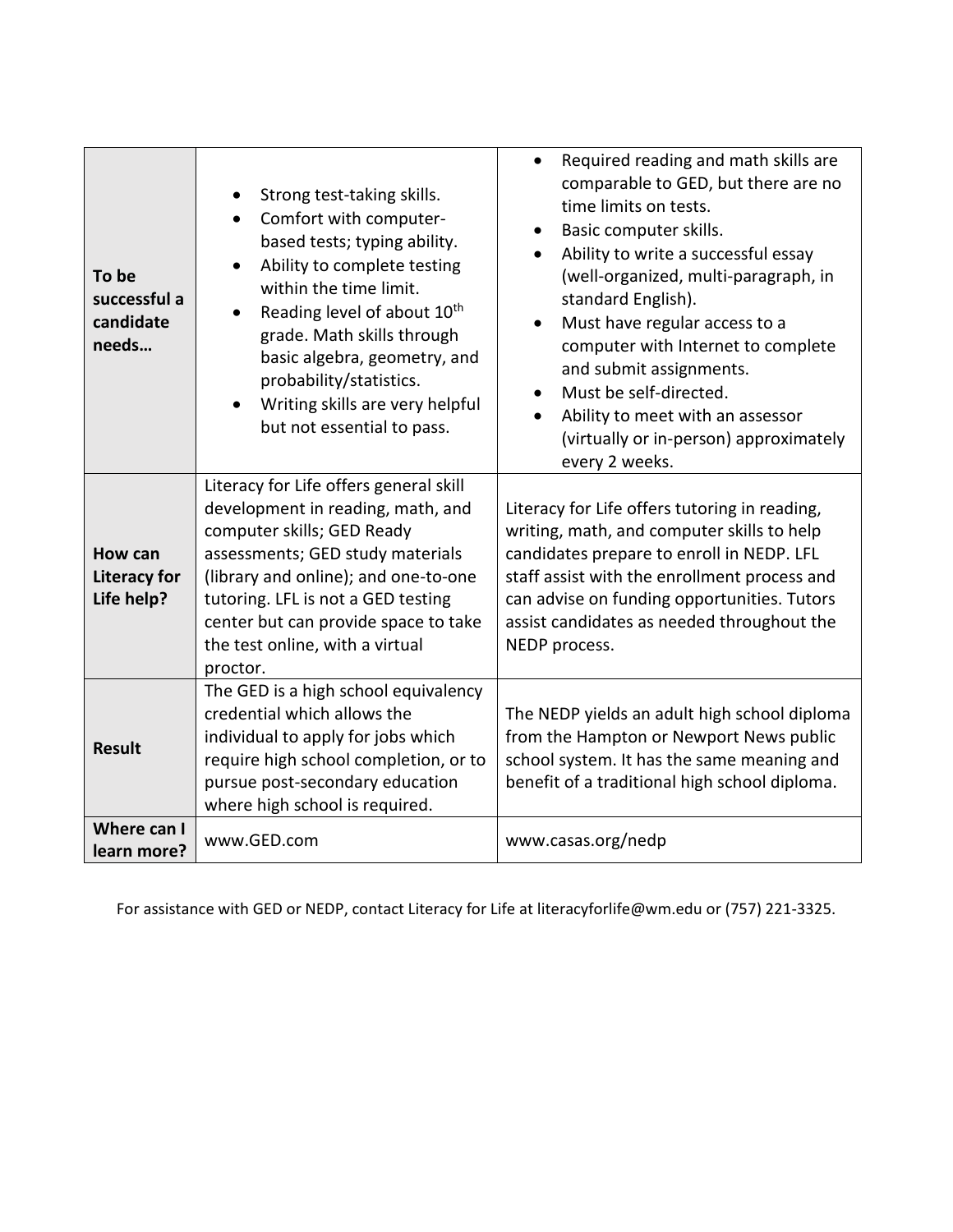| | | |
|---|---|---|
| **To be successful a candidate needs…** | • Strong test-taking skills.<br>• Comfort with computer-based tests; typing ability.<br>• Ability to complete testing within the time limit.<br>• Reading level of about 10th grade. Math skills through basic algebra, geometry, and probability/statistics.<br>• Writing skills are very helpful but not essential to pass. | • Required reading and math skills are comparable to GED, but there are no time limits on tests.<br>• Basic computer skills.<br>• Ability to write a successful essay (well-organized, multi-paragraph, in standard English).<br>• Must have regular access to a computer with Internet to complete and submit assignments.<br>• Must be self-directed.<br>• Ability to meet with an assessor (virtually or in-person) approximately every 2 weeks. |
| **How can Literacy for Life help?** | Literacy for Life offers general skill development in reading, math, and computer skills; GED Ready assessments; GED study materials (library and online); and one-to-one tutoring. LFL is not a GED testing center but can provide space to take the test online, with a virtual proctor. | Literacy for Life offers tutoring in reading, writing, math, and computer skills to help candidates prepare to enroll in NEDP. LFL staff assist with the enrollment process and can advise on funding opportunities. Tutors assist candidates as needed throughout the NEDP process. |
| **Result** | The GED is a high school equivalency credential which allows the individual to apply for jobs which require high school completion, or to pursue post-secondary education where high school is required. | The NEDP yields an adult high school diploma from the Hampton or Newport News public school system. It has the same meaning and benefit of a traditional high school diploma. |
| **Where can I learn more?** | www.GED.com | www.casas.org/nedp |

For assistance with GED or NEDP, contact Literacy for Life at literacyforlife@wm.edu or (757) 221-3325.